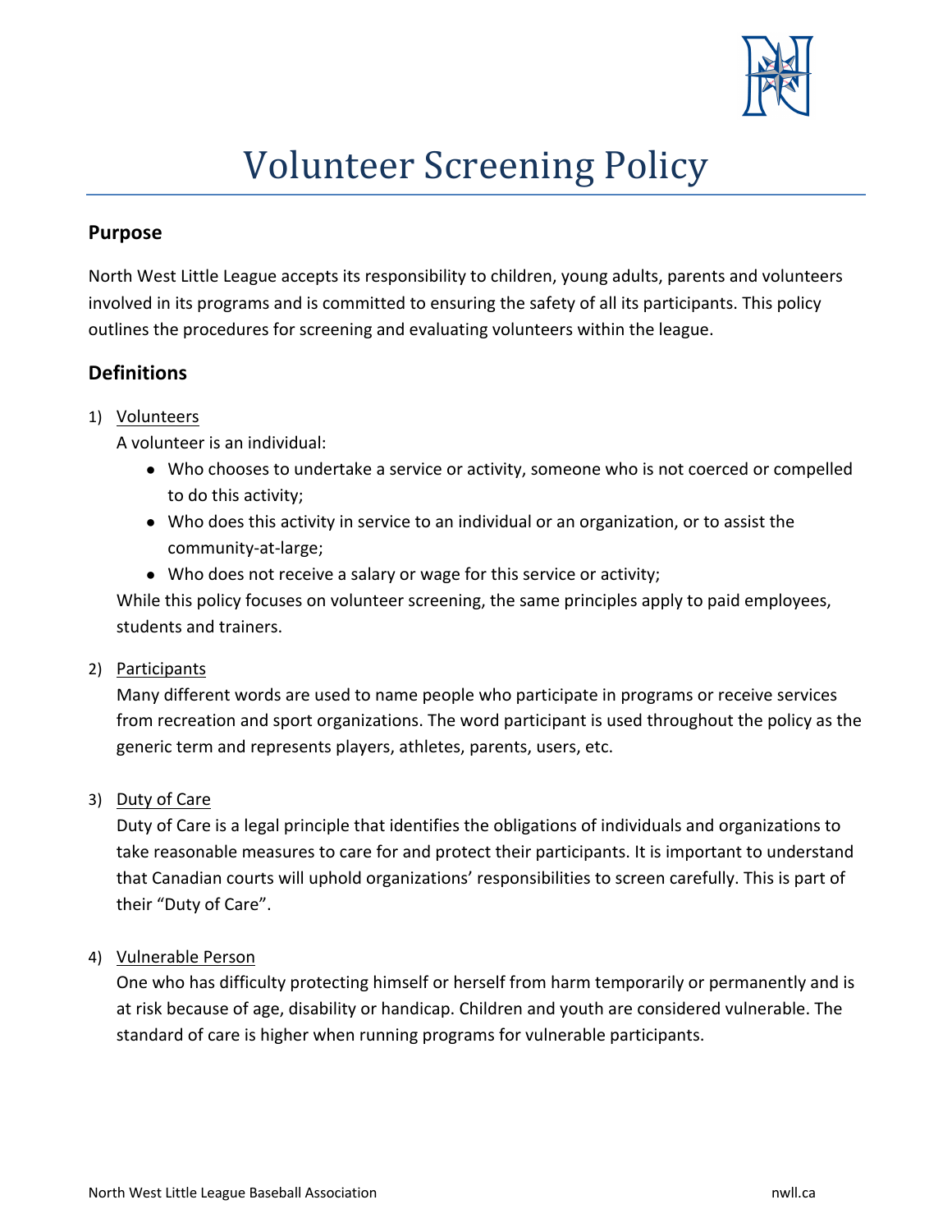# Volunteer Screening Policy

## Purpose

North West Little League accepts its responsibility to children, young adults, parents and volunteers involved in its programs and is committed to ensuring the safety of all its participants. This policy outlines the procedures for screening and evaluating volunteers within the league.

## Definitions

1) Volunteers

   A volunteer is an individual:

   - Who chooses to undertake a service or activity, someone who is not coerced or compelled to do this activity;
   - Who does this activity in service to an individual or an organization, or to assist the community-at-large;
   - Who does not receive a salary or wage for this service or activity;

   While this policy focuses on volunteer screening, the same principles apply to paid employees, students and trainers.

2) Participants

   Many different words are used to name people who participate in programs or receive services from recreation and sport organizations. The word participant is used throughout the policy as the generic term and represents players, athletes, parents, users, etc.

3) Duty of Care

   Duty of Care is a legal principle that identifies the obligations of individuals and organizations to take reasonable measures to care for and protect their participants. It is important to understand that Canadian courts will uphold organizations' responsibilities to screen carefully. This is part of their "Duty of Care".

4) Vulnerable Person

   One who has difficulty protecting himself or herself from harm temporarily or permanently and is at risk because of age, disability or handicap. Children and youth are considered vulnerable. The standard of care is higher when running programs for vulnerable participants.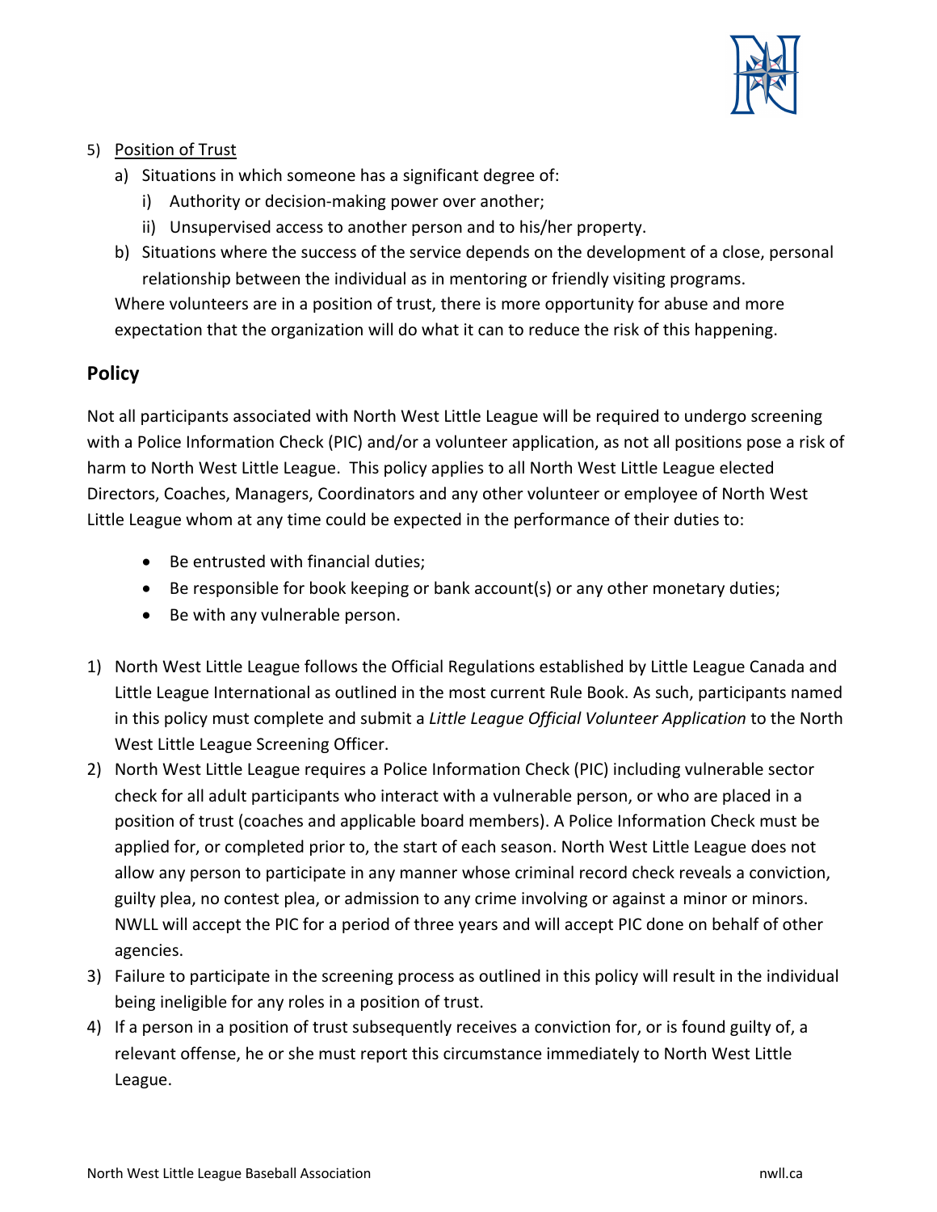5) Position of Trust
   a) Situations in which someone has a significant degree of:
      i) Authority or decision-making power over another;
      ii) Unsupervised access to another person and to his/her property.
   b) Situations where the success of the service depends on the development of a close, personal relationship between the individual as in mentoring or friendly visiting programs.

   Where volunteers are in a position of trust, there is more opportunity for abuse and more expectation that the organization will do what it can to reduce the risk of this happening.

## Policy

Not all participants associated with North West Little League will be required to undergo screening with a Police Information Check (PIC) and/or a volunteer application, as not all positions pose a risk of harm to North West Little League. This policy applies to all North West Little League elected Directors, Coaches, Managers, Coordinators and any other volunteer or employee of North West Little League whom at any time could be expected in the performance of their duties to:

- Be entrusted with financial duties;
- Be responsible for book keeping or bank account(s) or any other monetary duties;
- Be with any vulnerable person.

1) North West Little League follows the Official Regulations established by Little League Canada and Little League International as outlined in the most current Rule Book. As such, participants named in this policy must complete and submit a *Little League Official Volunteer Application* to the North West Little League Screening Officer.
2) North West Little League requires a Police Information Check (PIC) including vulnerable sector check for all adult participants who interact with a vulnerable person, or who are placed in a position of trust (coaches and applicable board members). A Police Information Check must be applied for, or completed prior to, the start of each season. North West Little League does not allow any person to participate in any manner whose criminal record check reveals a conviction, guilty plea, no contest plea, or admission to any crime involving or against a minor or minors. NWLL will accept the PIC for a period of three years and will accept PIC done on behalf of other agencies.
3) Failure to participate in the screening process as outlined in this policy will result in the individual being ineligible for any roles in a position of trust.
4) If a person in a position of trust subsequently receives a conviction for, or is found guilty of, a relevant offense, he or she must report this circumstance immediately to North West Little League.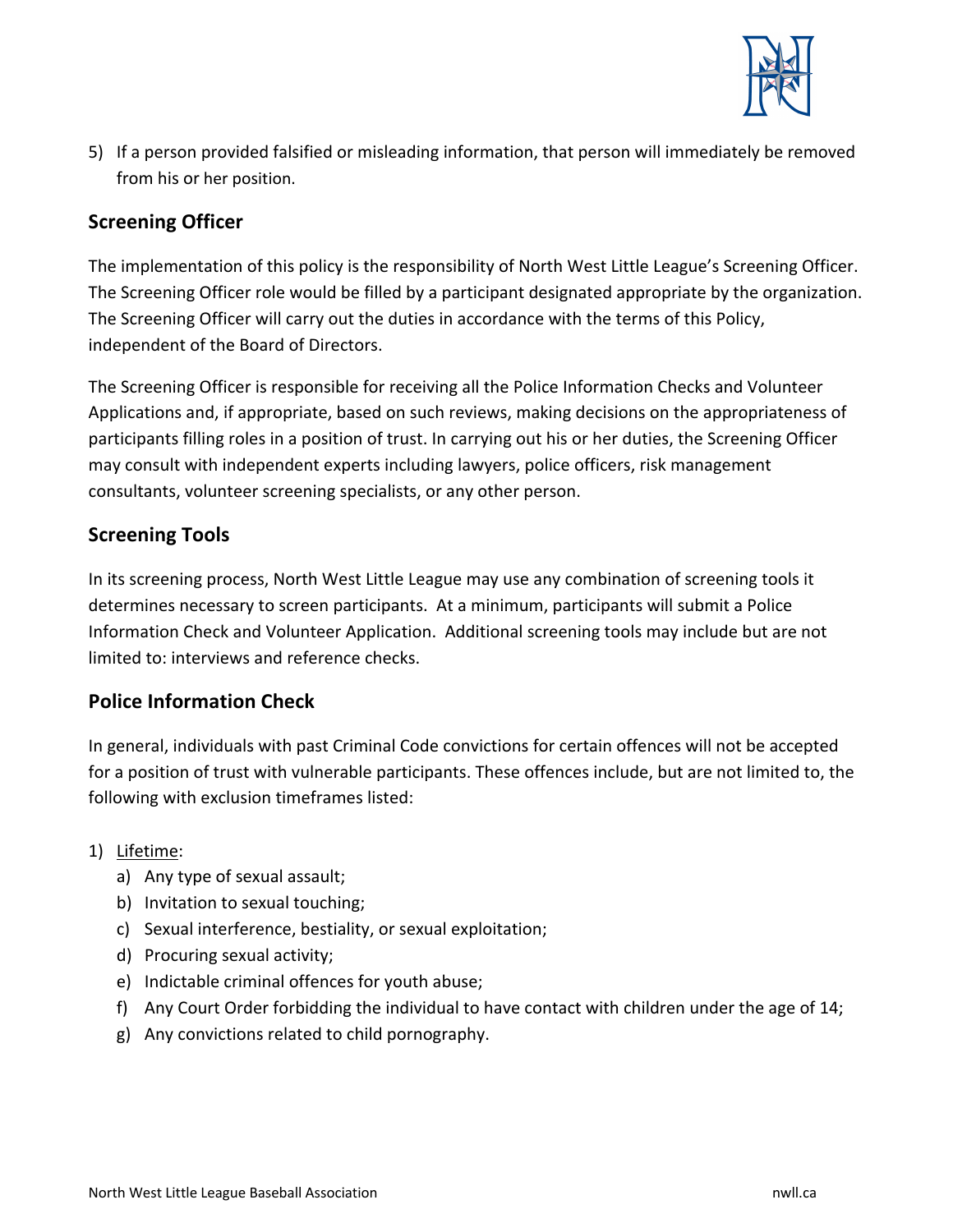5) If a person provided falsified or misleading information, that person will immediately be removed from his or her position.

## Screening Officer

The implementation of this policy is the responsibility of North West Little League's Screening Officer. The Screening Officer role would be filled by a participant designated appropriate by the organization. The Screening Officer will carry out the duties in accordance with the terms of this Policy, independent of the Board of Directors.

The Screening Officer is responsible for receiving all the Police Information Checks and Volunteer Applications and, if appropriate, based on such reviews, making decisions on the appropriateness of participants filling roles in a position of trust. In carrying out his or her duties, the Screening Officer may consult with independent experts including lawyers, police officers, risk management consultants, volunteer screening specialists, or any other person.

## Screening Tools

In its screening process, North West Little League may use any combination of screening tools it determines necessary to screen participants. At a minimum, participants will submit a Police Information Check and Volunteer Application. Additional screening tools may include but are not limited to: interviews and reference checks.

## Police Information Check

In general, individuals with past Criminal Code convictions for certain offences will not be accepted for a position of trust with vulnerable participants. These offences include, but are not limited to, the following with exclusion timeframes listed:

1) <u>Lifetime</u>:
   a) Any type of sexual assault;
   b) Invitation to sexual touching;
   c) Sexual interference, bestiality, or sexual exploitation;
   d) Procuring sexual activity;
   e) Indictable criminal offences for youth abuse;
   f) Any Court Order forbidding the individual to have contact with children under the age of 14;
   g) Any convictions related to child pornography.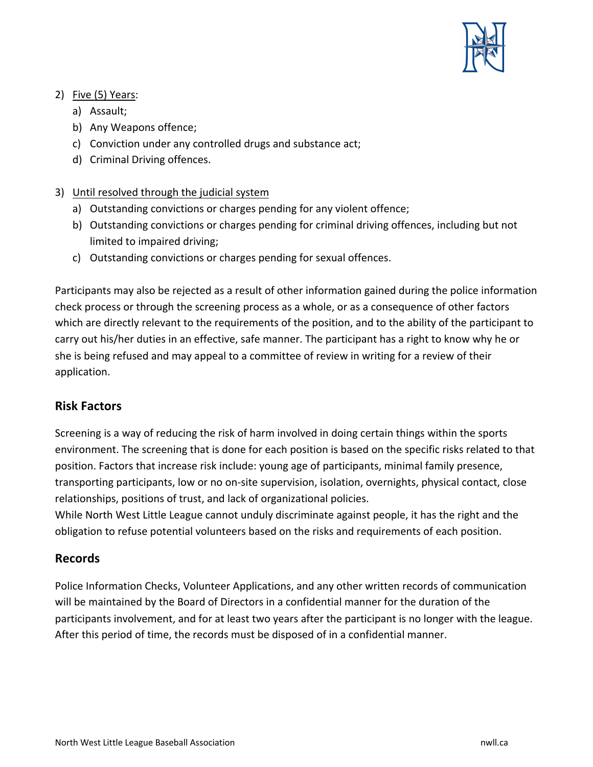2) <u>Five (5) Years</u>:
   a) Assault;
   b) Any Weapons offence;
   c) Conviction under any controlled drugs and substance act;
   d) Criminal Driving offences.

3) <u>Until resolved through the judicial system</u>
   a) Outstanding convictions or charges pending for any violent offence;
   b) Outstanding convictions or charges pending for criminal driving offences, including but not limited to impaired driving;
   c) Outstanding convictions or charges pending for sexual offences.

Participants may also be rejected as a result of other information gained during the police information check process or through the screening process as a whole, or as a consequence of other factors which are directly relevant to the requirements of the position, and to the ability of the participant to carry out his/her duties in an effective, safe manner. The participant has a right to know why he or she is being refused and may appeal to a committee of review in writing for a review of their application.

## Risk Factors

Screening is a way of reducing the risk of harm involved in doing certain things within the sports environment. The screening that is done for each position is based on the specific risks related to that position. Factors that increase risk include: young age of participants, minimal family presence, transporting participants, low or no on-site supervision, isolation, overnights, physical contact, close relationships, positions of trust, and lack of organizational policies.

While North West Little League cannot unduly discriminate against people, it has the right and the obligation to refuse potential volunteers based on the risks and requirements of each position.

## Records

Police Information Checks, Volunteer Applications, and any other written records of communication will be maintained by the Board of Directors in a confidential manner for the duration of the participants involvement, and for at least two years after the participant is no longer with the league. After this period of time, the records must be disposed of in a confidential manner.